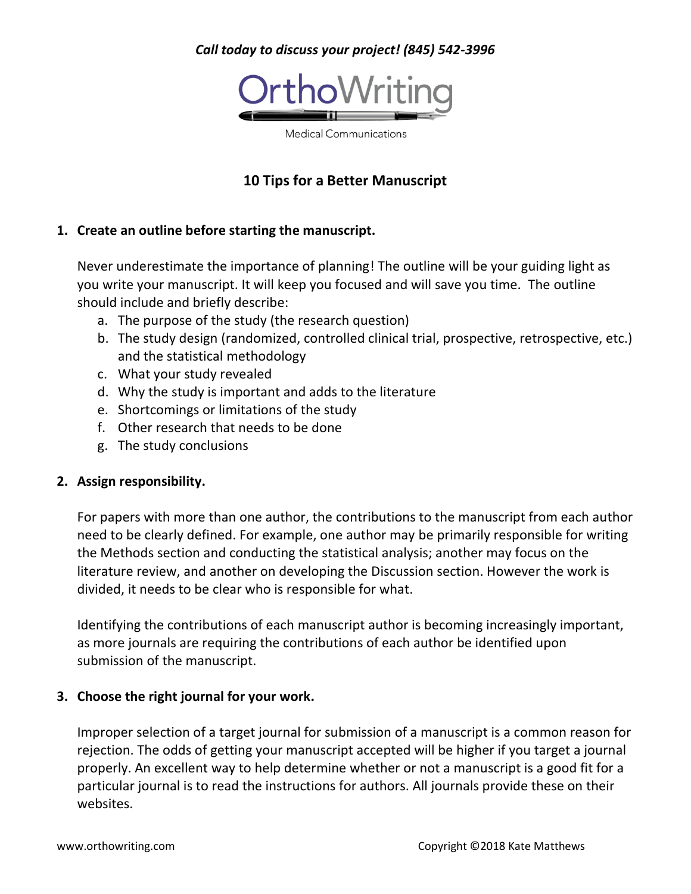*Call today to discuss your project! (845) 542-3996*

OrthoWriting

Medical Communications

# 10 Tips for a Better Manuscript

**1. Create an outline before starting the manuscript.**

Never underestimate the importance of planning! The outline will be your guiding light as you write your manuscript. It will keep you focused and will save you time. The outline should include and briefly describe:

   a. The purpose of the study (the research question)
   b. The study design (randomized, controlled clinical trial, prospective, retrospective, etc.) and the statistical methodology
   c. What your study revealed
   d. Why the study is important and adds to the literature
   e. Shortcomings or limitations of the study
   f. Other research that needs to be done
   g. The study conclusions

**2. Assign responsibility.**

For papers with more than one author, the contributions to the manuscript from each author need to be clearly defined. For example, one author may be primarily responsible for writing the Methods section and conducting the statistical analysis; another may focus on the literature review, and another on developing the Discussion section. However the work is divided, it needs to be clear who is responsible for what.

Identifying the contributions of each manuscript author is becoming increasingly important, as more journals are requiring the contributions of each author be identified upon submission of the manuscript.

**3. Choose the right journal for your work.**

Improper selection of a target journal for submission of a manuscript is a common reason for rejection. The odds of getting your manuscript accepted will be higher if you target a journal properly. An excellent way to help determine whether or not a manuscript is a good fit for a particular journal is to read the instructions for authors. All journals provide these on their websites.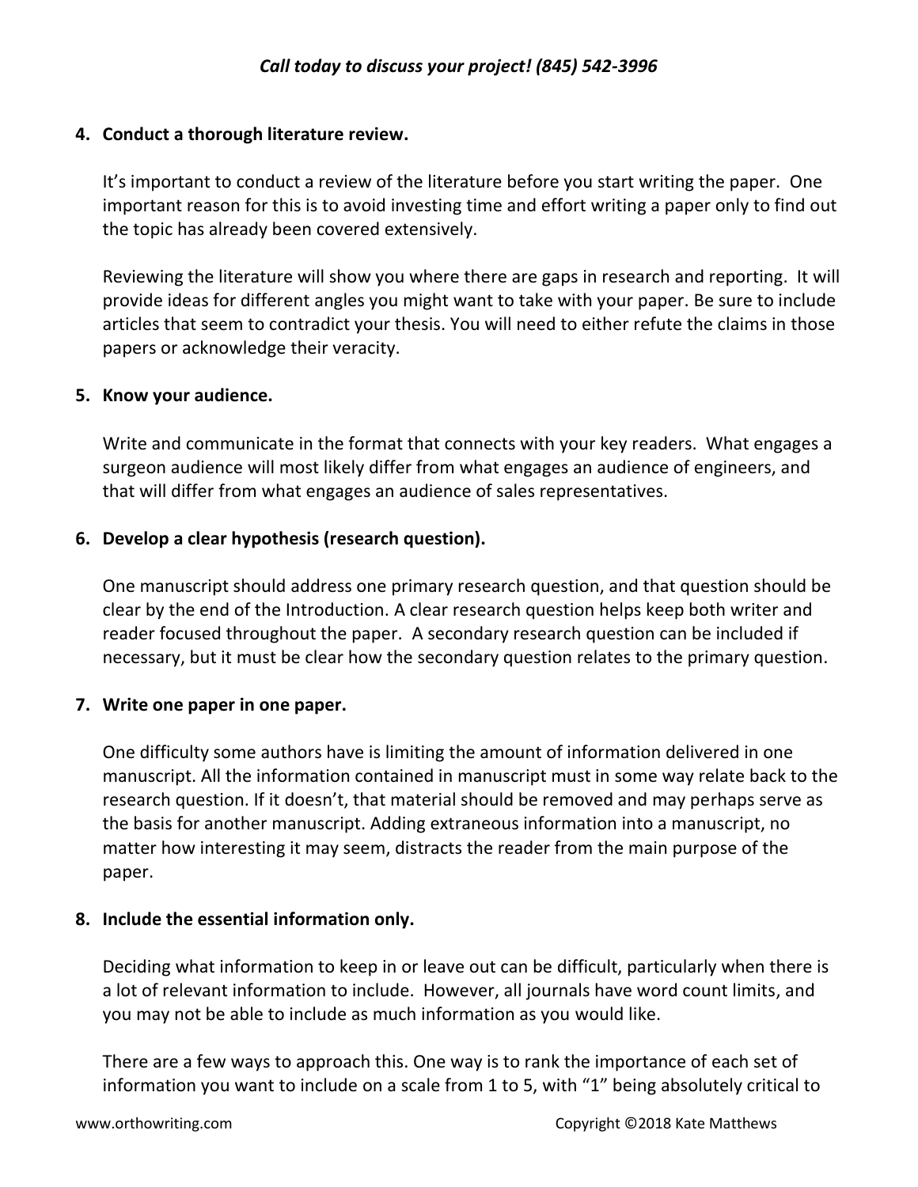4. **Conduct a thorough literature review.**

   It's important to conduct a review of the literature before you start writing the paper. One important reason for this is to avoid investing time and effort writing a paper only to find out the topic has already been covered extensively.

   Reviewing the literature will show you where there are gaps in research and reporting. It will provide ideas for different angles you might want to take with your paper. Be sure to include articles that seem to contradict your thesis. You will need to either refute the claims in those papers or acknowledge their veracity.

5. **Know your audience.**

   Write and communicate in the format that connects with your key readers. What engages a surgeon audience will most likely differ from what engages an audience of engineers, and that will differ from what engages an audience of sales representatives.

6. **Develop a clear hypothesis (research question).**

   One manuscript should address one primary research question, and that question should be clear by the end of the Introduction. A clear research question helps keep both writer and reader focused throughout the paper. A secondary research question can be included if necessary, but it must be clear how the secondary question relates to the primary question.

7. **Write one paper in one paper.**

   One difficulty some authors have is limiting the amount of information delivered in one manuscript. All the information contained in manuscript must in some way relate back to the research question. If it doesn't, that material should be removed and may perhaps serve as the basis for another manuscript. Adding extraneous information into a manuscript, no matter how interesting it may seem, distracts the reader from the main purpose of the paper.

8. **Include the essential information only.**

   Deciding what information to keep in or leave out can be difficult, particularly when there is a lot of relevant information to include. However, all journals have word count limits, and you may not be able to include as much information as you would like.

   There are a few ways to approach this. One way is to rank the importance of each set of information you want to include on a scale from 1 to 5, with "1" being absolutely critical to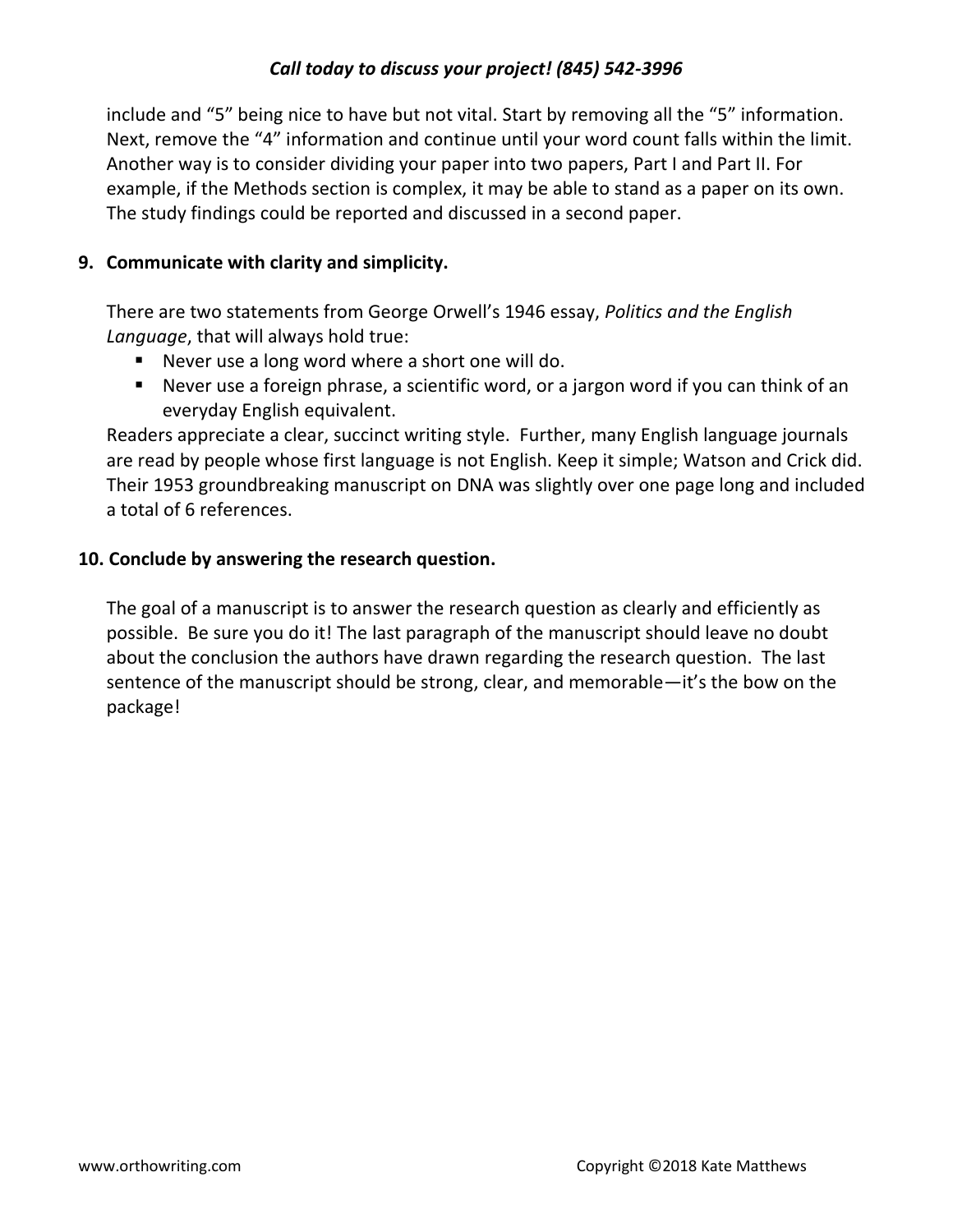include and "5" being nice to have but not vital. Start by removing all the "5" information. Next, remove the "4" information and continue until your word count falls within the limit. Another way is to consider dividing your paper into two papers, Part I and Part II. For example, if the Methods section is complex, it may be able to stand as a paper on its own. The study findings could be reported and discussed in a second paper.

**9. Communicate with clarity and simplicity.**

There are two statements from George Orwell's 1946 essay, *Politics and the English Language*, that will always hold true:

- Never use a long word where a short one will do.
- Never use a foreign phrase, a scientific word, or a jargon word if you can think of an everyday English equivalent.

Readers appreciate a clear, succinct writing style. Further, many English language journals are read by people whose first language is not English. Keep it simple; Watson and Crick did. Their 1953 groundbreaking manuscript on DNA was slightly over one page long and included a total of 6 references.

**10. Conclude by answering the research question.**

The goal of a manuscript is to answer the research question as clearly and efficiently as possible. Be sure you do it! The last paragraph of the manuscript should leave no doubt about the conclusion the authors have drawn regarding the research question. The last sentence of the manuscript should be strong, clear, and memorable—it's the bow on the package!